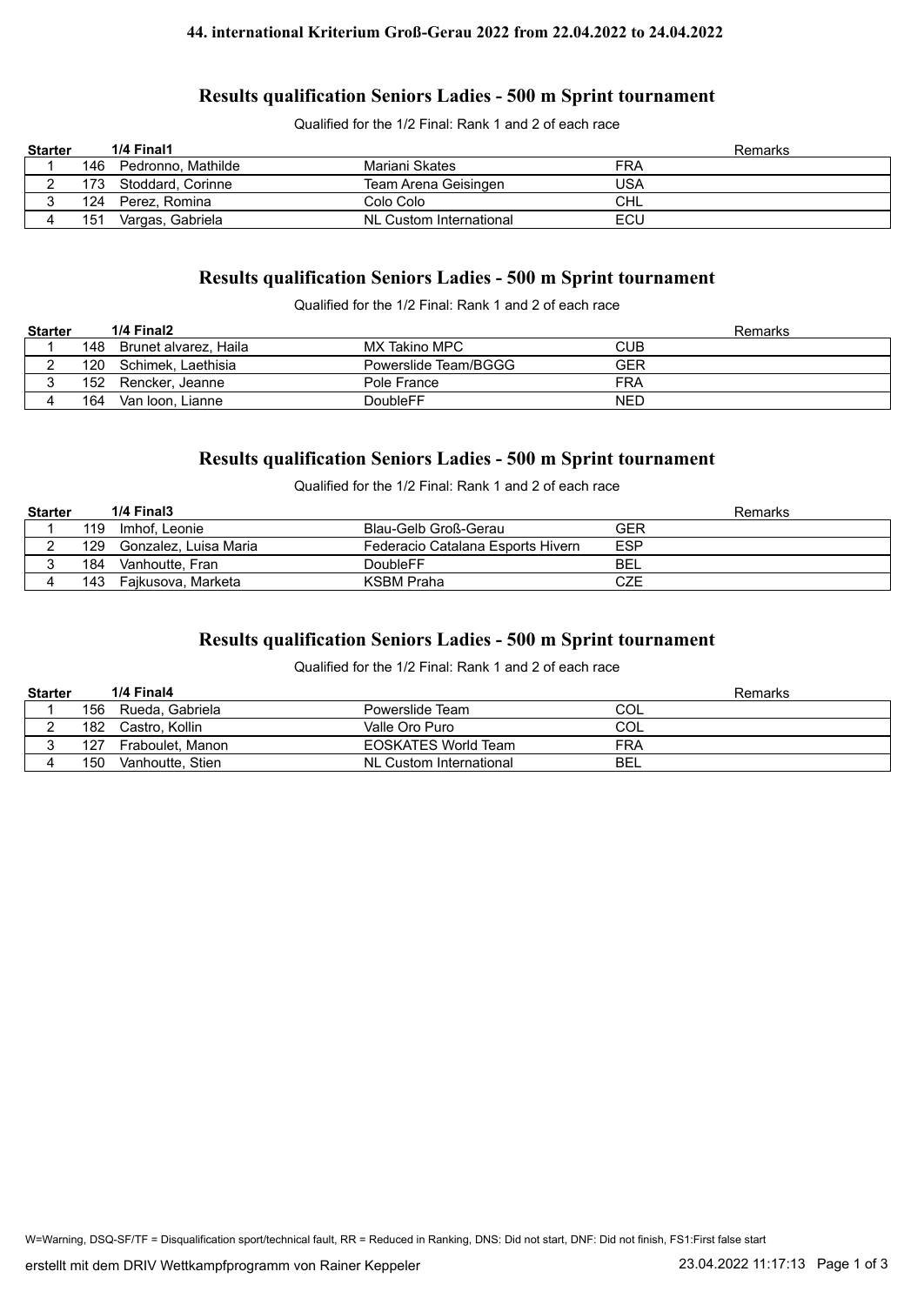**44. international Kriterium Groß-Gerau 2022 from 22.04.2022 to 24.04.2022**

## Results qualification Seniors Ladies - 500 m Sprint tournament

Qualified for the 1/2 Final: Rank 1 and 2 of each race

| Starter | | 1/4 Final1 | | | Remarks |
|---|---|---|---|---|---|
| 1 | 146 | Pedronno, Mathilde | Mariani Skates | FRA | |
| 2 | 173 | Stoddard, Corinne | Team Arena Geisingen | USA | |
| 3 | 124 | Perez, Romina | Colo Colo | CHL | |
| 4 | 151 | Vargas, Gabriela | NL Custom International | ECU | |

## Results qualification Seniors Ladies - 500 m Sprint tournament

Qualified for the 1/2 Final: Rank 1 and 2 of each race

| Starter | | 1/4 Final2 | | | Remarks |
|---|---|---|---|---|---|
| 1 | 148 | Brunet alvarez, Haila | MX Takino MPC | CUB | |
| 2 | 120 | Schimek, Laethisia | Powerslide Team/BGGG | GER | |
| 3 | 152 | Rencker, Jeanne | Pole France | FRA | |
| 4 | 164 | Van loon, Lianne | DoubleFF | NED | |

## Results qualification Seniors Ladies - 500 m Sprint tournament

Qualified for the 1/2 Final: Rank 1 and 2 of each race

| Starter | | 1/4 Final3 | | | Remarks |
|---|---|---|---|---|---|
| 1 | 119 | Imhof, Leonie | Blau-Gelb Groß-Gerau | GER | |
| 2 | 129 | Gonzalez, Luisa Maria | Federacio Catalana Esports Hivern | ESP | |
| 3 | 184 | Vanhoutte, Fran | DoubleFF | BEL | |
| 4 | 143 | Fajkusova, Marketa | KSBM Praha | CZE | |

## Results qualification Seniors Ladies - 500 m Sprint tournament

Qualified for the 1/2 Final: Rank 1 and 2 of each race

| Starter | | 1/4 Final4 | | | Remarks |
|---|---|---|---|---|---|
| 1 | 156 | Rueda, Gabriela | Powerslide Team | COL | |
| 2 | 182 | Castro, Kollin | Valle Oro Puro | COL | |
| 3 | 127 | Fraboulet, Manon | EOSKATES World Team | FRA | |
| 4 | 150 | Vanhoutte, Stien | NL Custom International | BEL | |

W=Warning, DSQ-SF/TF = Disqualification sport/technical fault, RR = Reduced in Ranking, DNS: Did not start, DNF: Did not finish, FS1:First false start

erstellt mit dem DRIV Wettkampfprogramm von Rainer Keppeler 23.04.2022 11:17:13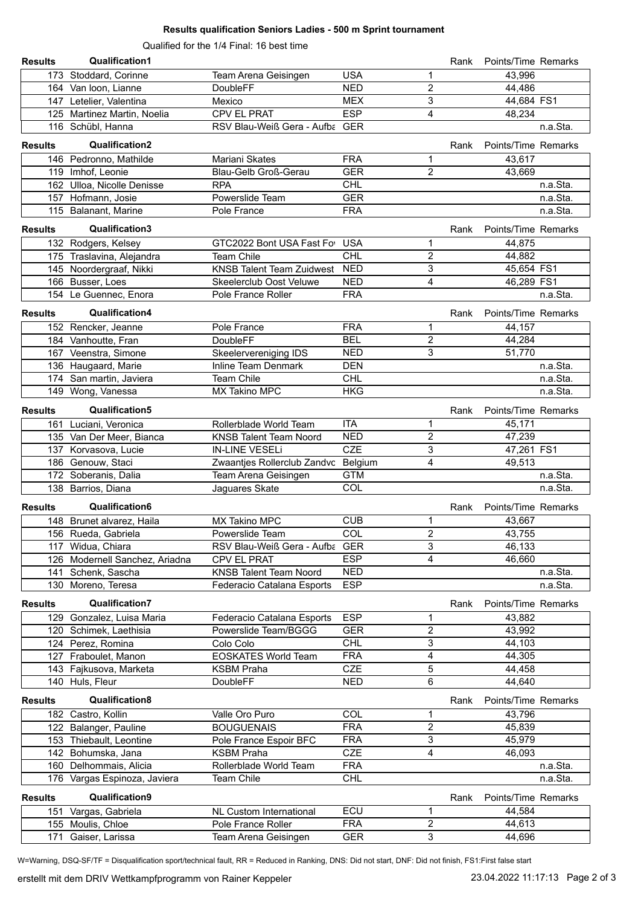# Results qualification Seniors Ladies - 500 m Sprint tournament

Qualified for the 1/4 Final: 16 best time

## Results Qualification1

| No. | Name | Club | Nation | Rank | Points/Time | Remarks |
|---|---|---|---|---|---|---|
| 173 | Stoddard, Corinne | Team Arena Geisingen | USA | 1 | 43,996 | |
| 164 | Van loon, Lianne | DoubleFF | NED | 2 | 44,486 | |
| 147 | Letelier, Valentina | Mexico | MEX | 3 | 44,684 | FS1 |
| 125 | Martinez Martin, Noelia | CPV EL PRAT | ESP | 4 | 48,234 | |
| 116 | Schübl, Hanna | RSV Blau-Weiß Gera - Aufba | GER | | | n.a.Sta. |

## Results Qualification2

| No. | Name | Club | Nation | Rank | Points/Time | Remarks |
|---|---|---|---|---|---|---|
| 146 | Pedronno, Mathilde | Mariani Skates | FRA | 1 | 43,617 | |
| 119 | Imhof, Leonie | Blau-Gelb Groß-Gerau | GER | 2 | 43,669 | |
| 162 | Ulloa, Nicolle Denisse | RPA | CHL | | | n.a.Sta. |
| 157 | Hofmann, Josie | Powerslide Team | GER | | | n.a.Sta. |
| 115 | Balanant, Marine | Pole France | FRA | | | n.a.Sta. |

## Results Qualification3

| No. | Name | Club | Nation | Rank | Points/Time | Remarks |
|---|---|---|---|---|---|---|
| 132 | Rodgers, Kelsey | GTC2022 Bont USA Fast Fo | USA | 1 | 44,875 | |
| 175 | Traslavina, Alejandra | Team Chile | CHL | 2 | 44,882 | |
| 145 | Noordergraaf, Nikki | KNSB Talent Team Zuidwest | NED | 3 | 45,654 | FS1 |
| 166 | Busser, Loes | Skeelerclub Oost Veluwe | NED | 4 | 46,289 | FS1 |
| 154 | Le Guennec, Enora | Pole France Roller | FRA | | | n.a.Sta. |

## Results Qualification4

| No. | Name | Club | Nation | Rank | Points/Time | Remarks |
|---|---|---|---|---|---|---|
| 152 | Rencker, Jeanne | Pole France | FRA | 1 | 44,157 | |
| 184 | Vanhoutte, Fran | DoubleFF | BEL | 2 | 44,284 | |
| 167 | Veenstra, Simone | Skeelervereniging IDS | NED | 3 | 51,770 | |
| 136 | Haugaard, Marie | Inline Team Denmark | DEN | | | n.a.Sta. |
| 174 | San martin, Javiera | Team Chile | CHL | | | n.a.Sta. |
| 149 | Wong, Vanessa | MX Takino MPC | HKG | | | n.a.Sta. |

## Results Qualification5

| No. | Name | Club | Nation | Rank | Points/Time | Remarks |
|---|---|---|---|---|---|---|
| 161 | Luciani, Veronica | Rollerblade World Team | ITA | 1 | 45,171 | |
| 135 | Van Der Meer, Bianca | KNSB Talent Team Noord | NED | 2 | 47,239 | |
| 137 | Korvasova, Lucie | IN-LINE VESELi | CZE | 3 | 47,261 | FS1 |
| 186 | Genouw, Staci | Zwaantjes Rollerclub Zandvo | Belgium | 4 | 49,513 | |
| 172 | Soberanis, Dalia | Team Arena Geisingen | GTM | | | n.a.Sta. |
| 138 | Barrios, Diana | Jaguares Skate | COL | | | n.a.Sta. |

## Results Qualification6

| No. | Name | Club | Nation | Rank | Points/Time | Remarks |
|---|---|---|---|---|---|---|
| 148 | Brunet alvarez, Haila | MX Takino MPC | CUB | 1 | 43,667 | |
| 156 | Rueda, Gabriela | Powerslide Team | COL | 2 | 43,755 | |
| 117 | Widua, Chiara | RSV Blau-Weiß Gera - Aufba | GER | 3 | 46,133 | |
| 126 | Modernell Sanchez, Ariadna | CPV EL PRAT | ESP | 4 | 46,660 | |
| 141 | Schenk, Sascha | KNSB Talent Team Noord | NED | | | n.a.Sta. |
| 130 | Moreno, Teresa | Federacio Catalana Esports | ESP | | | n.a.Sta. |

## Results Qualification7

| No. | Name | Club | Nation | Rank | Points/Time | Remarks |
|---|---|---|---|---|---|---|
| 129 | Gonzalez, Luisa Maria | Federacio Catalana Esports | ESP | 1 | 43,882 | |
| 120 | Schimek, Laethisia | Powerslide Team/BGGG | GER | 2 | 43,992 | |
| 124 | Perez, Romina | Colo Colo | CHL | 3 | 44,103 | |
| 127 | Fraboulet, Manon | EOSKATES World Team | FRA | 4 | 44,305 | |
| 143 | Fajkusova, Marketa | KSBM Praha | CZE | 5 | 44,458 | |
| 140 | Huls, Fleur | DoubleFF | NED | 6 | 44,640 | |

## Results Qualification8

| No. | Name | Club | Nation | Rank | Points/Time | Remarks |
|---|---|---|---|---|---|---|
| 182 | Castro, Kollin | Valle Oro Puro | COL | 1 | 43,796 | |
| 122 | Balanger, Pauline | BOUGUENAIS | FRA | 2 | 45,839 | |
| 153 | Thiebault, Leontine | Pole France Espoir BFC | FRA | 3 | 45,979 | |
| 142 | Bohumska, Jana | KSBM Praha | CZE | 4 | 46,093 | |
| 160 | Delhommais, Alicia | Rollerblade World Team | FRA | | | n.a.Sta. |
| 176 | Vargas Espinoza, Javiera | Team Chile | CHL | | | n.a.Sta. |

## Results Qualification9

| No. | Name | Club | Nation | Rank | Points/Time | Remarks |
|---|---|---|---|---|---|---|
| 151 | Vargas, Gabriela | NL Custom International | ECU | 1 | 44,584 | |
| 155 | Moulis, Chloe | Pole France Roller | FRA | 2 | 44,613 | |
| 171 | Gaiser, Larissa | Team Arena Geisingen | GER | 3 | 44,696 | |

W=Warning, DSQ-SF/TF = Disqualification sport/technical fault, RR = Reduced in Ranking, DNS: Did not start, DNF: Did not finish, FS1:First false start

erstellt mit dem DRIV Wettkampfprogramm von Rainer Keppeler — 23.04.2022 11:17:13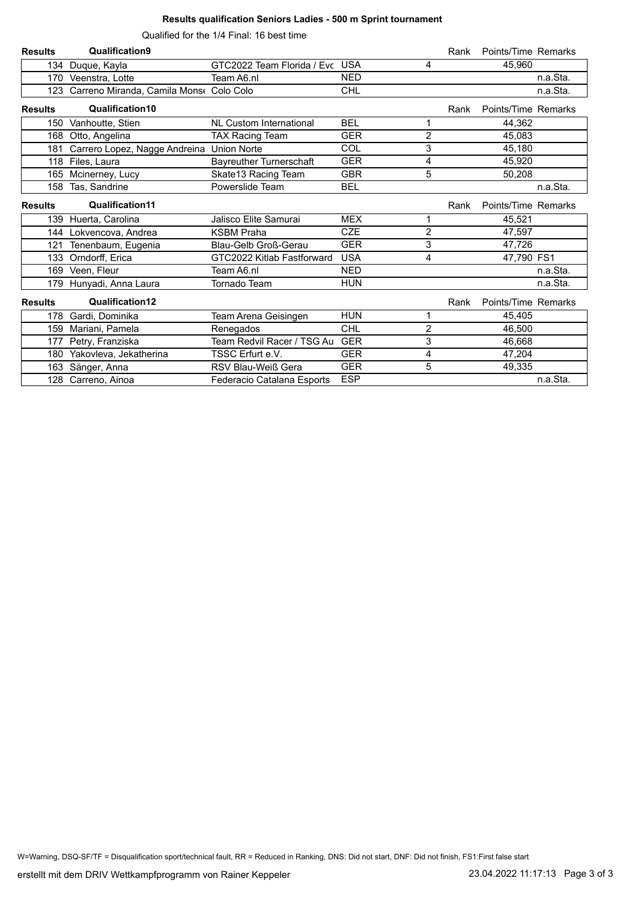# Results qualification Seniors Ladies - 500 m Sprint tournament

Qualified for the 1/4 Final: 16 best time

**Results Qualification9**

| No. | Name | Team | Nat. | Rank | Points/Time | Remarks |
|---|---|---|---|---|---|---|
| 134 | Duque, Kayla | GTC2022 Team Florida / Evc | USA | 4 | 45,960 | |
| 170 | Veenstra, Lotte | Team A6.nl | NED | | | n.a.Sta. |
| 123 | Carreno Miranda, Camila Mons‹ | Colo Colo | CHL | | | n.a.Sta. |

**Results Qualification10**

| No. | Name | Team | Nat. | Rank | Points/Time | Remarks |
|---|---|---|---|---|---|---|
| 150 | Vanhoutte, Stien | NL Custom International | BEL | 1 | 44,362 | |
| 168 | Otto, Angelina | TAX Racing Team | GER | 2 | 45,083 | |
| 181 | Carrero Lopez, Nagge Andreina | Union Norte | COL | 3 | 45,180 | |
| 118 | Files, Laura | Bayreuther Turnerschaft | GER | 4 | 45,920 | |
| 165 | Mcinerney, Lucy | Skate13 Racing Team | GBR | 5 | 50,208 | |
| 158 | Tas, Sandrine | Powerslide Team | BEL | | | n.a.Sta. |

**Results Qualification11**

| No. | Name | Team | Nat. | Rank | Points/Time | Remarks |
|---|---|---|---|---|---|---|
| 139 | Huerta, Carolina | Jalisco Elite Samurai | MEX | 1 | 45,521 | |
| 144 | Lokvencova, Andrea | KSBM Praha | CZE | 2 | 47,597 | |
| 121 | Tenenbaum, Eugenia | Blau-Gelb Groß-Gerau | GER | 3 | 47,726 | |
| 133 | Orndorff, Erica | GTC2022 Kitlab Fastforward | USA | 4 | 47,790 | FS1 |
| 169 | Veen, Fleur | Team A6.nl | NED | | | n.a.Sta. |
| 179 | Hunyadi, Anna Laura | Tornado Team | HUN | | | n.a.Sta. |

**Results Qualification12**

| No. | Name | Team | Nat. | Rank | Points/Time | Remarks |
|---|---|---|---|---|---|---|
| 178 | Gardi, Dominika | Team Arena Geisingen | HUN | 1 | 45,405 | |
| 159 | Mariani, Pamela | Renegados | CHL | 2 | 46,500 | |
| 177 | Petry, Franziska | Team Redvil Racer / TSG Au | GER | 3 | 46,668 | |
| 180 | Yakovleva, Jekatherina | TSSC Erfurt e.V. | GER | 4 | 47,204 | |
| 163 | Sänger, Anna | RSV Blau-Weiß Gera | GER | 5 | 49,335 | |
| 128 | Carreno, Ainoa | Federacio Catalana Esports | ESP | | | n.a.Sta. |

W=Warning, DSQ-SF/TF = Disqualification sport/technical fault, RR = Reduced in Ranking, DNS: Did not start, DNF: Did not finish, FS1:First false start

erstellt mit dem DRIV Wettkampfprogramm von Rainer Keppeler 23.04.2022 11:17:13